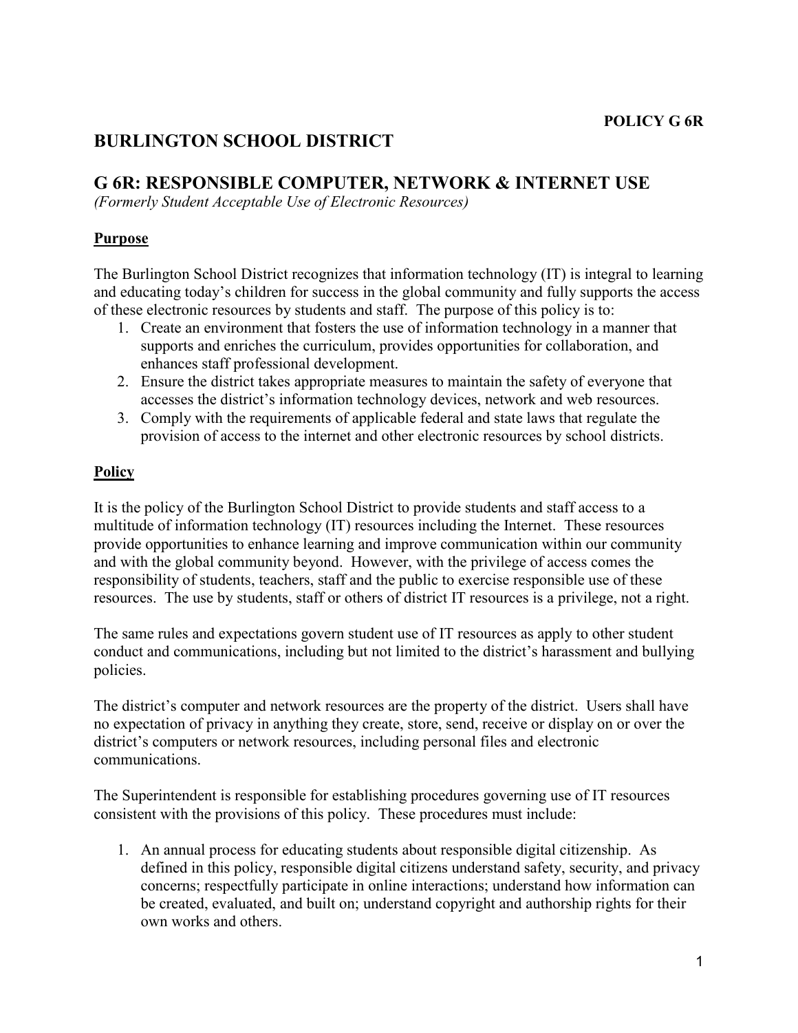**POLICY G 6R**

# BURLINGTON SCHOOL DISTRICT

## G 6R: RESPONSIBLE COMPUTER, NETWORK & INTERNET USE

*(Formerly Student Acceptable Use of Electronic Resources)*

### Purpose

The Burlington School District recognizes that information technology (IT) is integral to learning and educating today's children for success in the global community and fully supports the access of these electronic resources by students and staff. The purpose of this policy is to:

1. Create an environment that fosters the use of information technology in a manner that supports and enriches the curriculum, provides opportunities for collaboration, and enhances staff professional development.
2. Ensure the district takes appropriate measures to maintain the safety of everyone that accesses the district's information technology devices, network and web resources.
3. Comply with the requirements of applicable federal and state laws that regulate the provision of access to the internet and other electronic resources by school districts.

### Policy

It is the policy of the Burlington School District to provide students and staff access to a multitude of information technology (IT) resources including the Internet. These resources provide opportunities to enhance learning and improve communication within our community and with the global community beyond. However, with the privilege of access comes the responsibility of students, teachers, staff and the public to exercise responsible use of these resources. The use by students, staff or others of district IT resources is a privilege, not a right.

The same rules and expectations govern student use of IT resources as apply to other student conduct and communications, including but not limited to the district's harassment and bullying policies.

The district's computer and network resources are the property of the district. Users shall have no expectation of privacy in anything they create, store, send, receive or display on or over the district's computers or network resources, including personal files and electronic communications.

The Superintendent is responsible for establishing procedures governing use of IT resources consistent with the provisions of this policy. These procedures must include:

1. An annual process for educating students about responsible digital citizenship. As defined in this policy, responsible digital citizens understand safety, security, and privacy concerns; respectfully participate in online interactions; understand how information can be created, evaluated, and built on; understand copyright and authorship rights for their own works and others.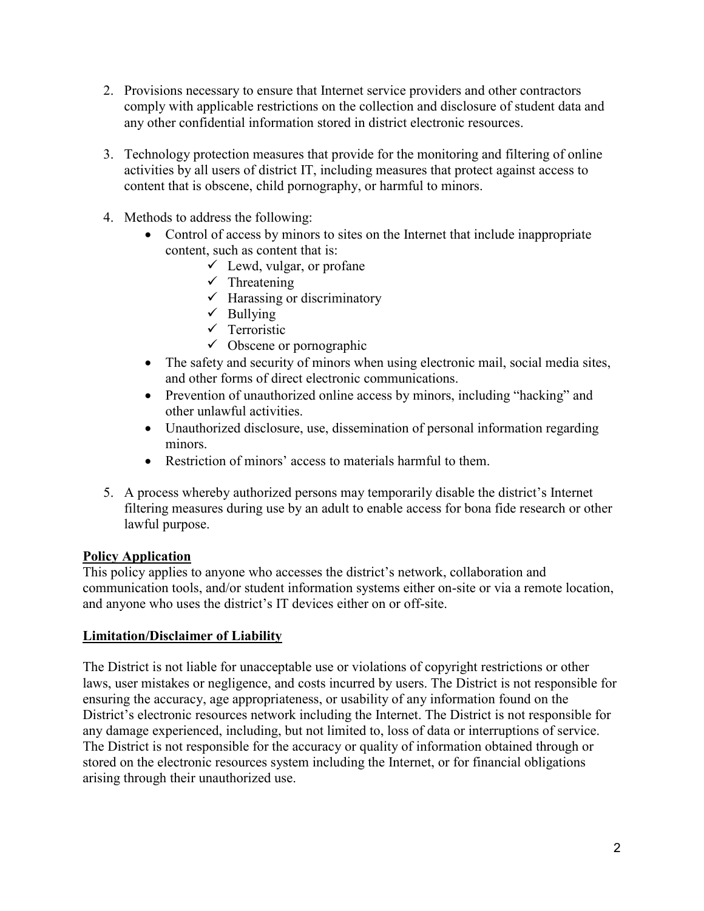2. Provisions necessary to ensure that Internet service providers and other contractors comply with applicable restrictions on the collection and disclosure of student data and any other confidential information stored in district electronic resources.

3. Technology protection measures that provide for the monitoring and filtering of online activities by all users of district IT, including measures that protect against access to content that is obscene, child pornography, or harmful to minors.

4. Methods to address the following:
   - Control of access by minors to sites on the Internet that include inappropriate content, such as content that is:
     - ✓ Lewd, vulgar, or profane
     - ✓ Threatening
     - ✓ Harassing or discriminatory
     - ✓ Bullying
     - ✓ Terroristic
     - ✓ Obscene or pornographic
   - The safety and security of minors when using electronic mail, social media sites, and other forms of direct electronic communications.
   - Prevention of unauthorized online access by minors, including "hacking" and other unlawful activities.
   - Unauthorized disclosure, use, dissemination of personal information regarding minors.
   - Restriction of minors' access to materials harmful to them.

5. A process whereby authorized persons may temporarily disable the district's Internet filtering measures during use by an adult to enable access for bona fide research or other lawful purpose.

**Policy Application**

This policy applies to anyone who accesses the district's network, collaboration and communication tools, and/or student information systems either on-site or via a remote location, and anyone who uses the district's IT devices either on or off-site.

**Limitation/Disclaimer of Liability**

The District is not liable for unacceptable use or violations of copyright restrictions or other laws, user mistakes or negligence, and costs incurred by users. The District is not responsible for ensuring the accuracy, age appropriateness, or usability of any information found on the District's electronic resources network including the Internet. The District is not responsible for any damage experienced, including, but not limited to, loss of data or interruptions of service. The District is not responsible for the accuracy or quality of information obtained through or stored on the electronic resources system including the Internet, or for financial obligations arising through their unauthorized use.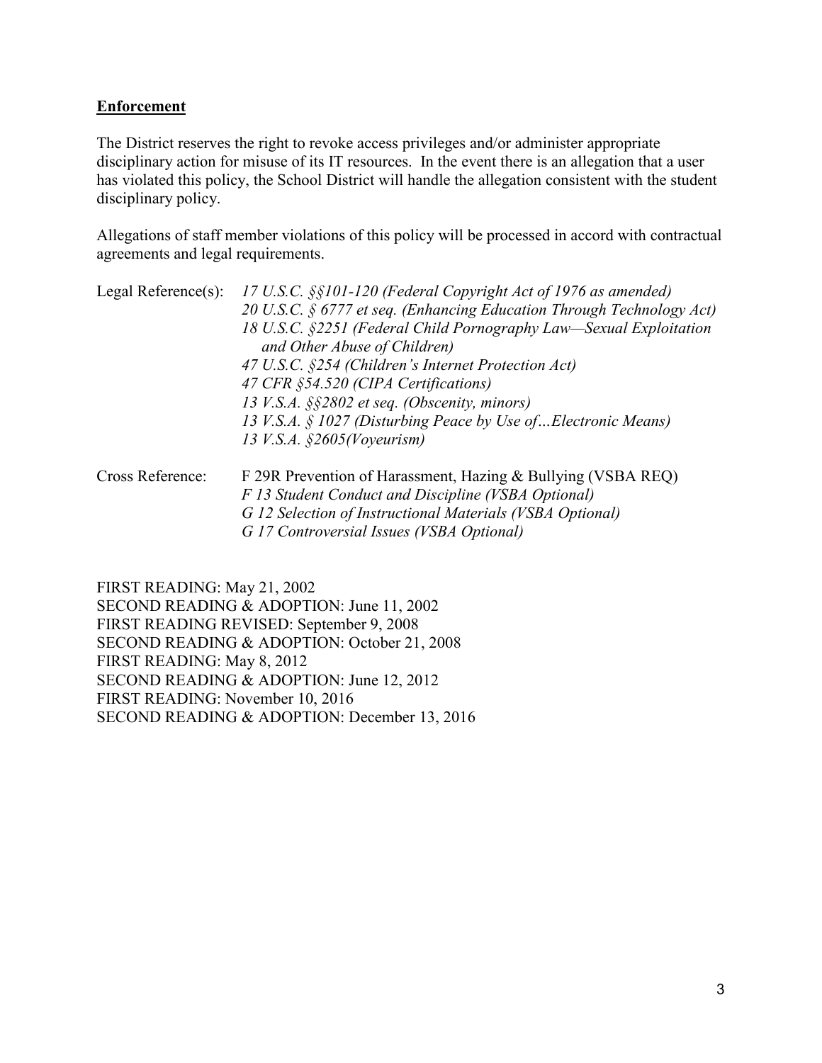**Enforcement**

The District reserves the right to revoke access privileges and/or administer appropriate disciplinary action for misuse of its IT resources. In the event there is an allegation that a user has violated this policy, the School District will handle the allegation consistent with the student disciplinary policy.

Allegations of staff member violations of this policy will be processed in accord with contractual agreements and legal requirements.

Legal Reference(s): *17 U.S.C. §§101-120 (Federal Copyright Act of 1976 as amended)*
*20 U.S.C. § 6777 et seq. (Enhancing Education Through Technology Act)*
*18 U.S.C. §2251 (Federal Child Pornography Law—Sexual Exploitation and Other Abuse of Children)*
*47 U.S.C. §254 (Children's Internet Protection Act)*
*47 CFR §54.520 (CIPA Certifications)*
*13 V.S.A. §§2802 et seq. (Obscenity, minors)*
*13 V.S.A. § 1027 (Disturbing Peace by Use of…Electronic Means)*
*13 V.S.A. §2605(Voyeurism)*

Cross Reference: F 29R Prevention of Harassment, Hazing & Bullying (VSBA REQ)
*F 13 Student Conduct and Discipline (VSBA Optional)*
*G 12 Selection of Instructional Materials (VSBA Optional)*
*G 17 Controversial Issues (VSBA Optional)*

FIRST READING: May 21, 2002
SECOND READING & ADOPTION: June 11, 2002
FIRST READING REVISED: September 9, 2008
SECOND READING & ADOPTION: October 21, 2008
FIRST READING: May 8, 2012
SECOND READING & ADOPTION: June 12, 2012
FIRST READING: November 10, 2016
SECOND READING & ADOPTION: December 13, 2016